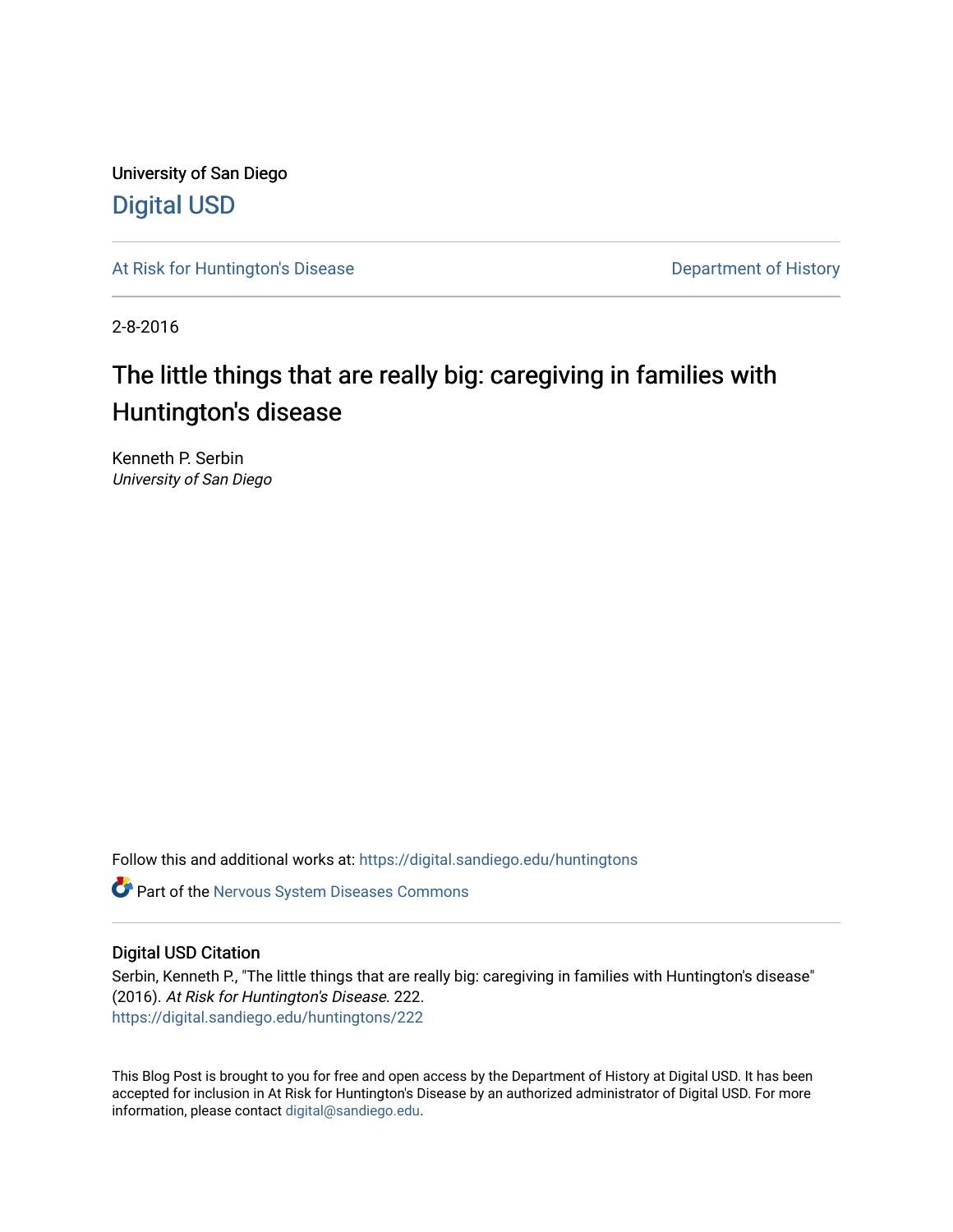University of San Diego

# Digital USD

At Risk for Huntington's Disease

Department of History

2-8-2016

## The little things that are really big: caregiving in families with Huntington's disease

Kenneth P. Serbin
*University of San Diego*

Follow this and additional works at: https://digital.sandiego.edu/huntingtons

Part of the Nervous System Diseases Commons

### Digital USD Citation

Serbin, Kenneth P., "The little things that are really big: caregiving in families with Huntington's disease" (2016). *At Risk for Huntington's Disease*. 222.
https://digital.sandiego.edu/huntingtons/222

This Blog Post is brought to you for free and open access by the Department of History at Digital USD. It has been accepted for inclusion in At Risk for Huntington's Disease by an authorized administrator of Digital USD. For more information, please contact digital@sandiego.edu.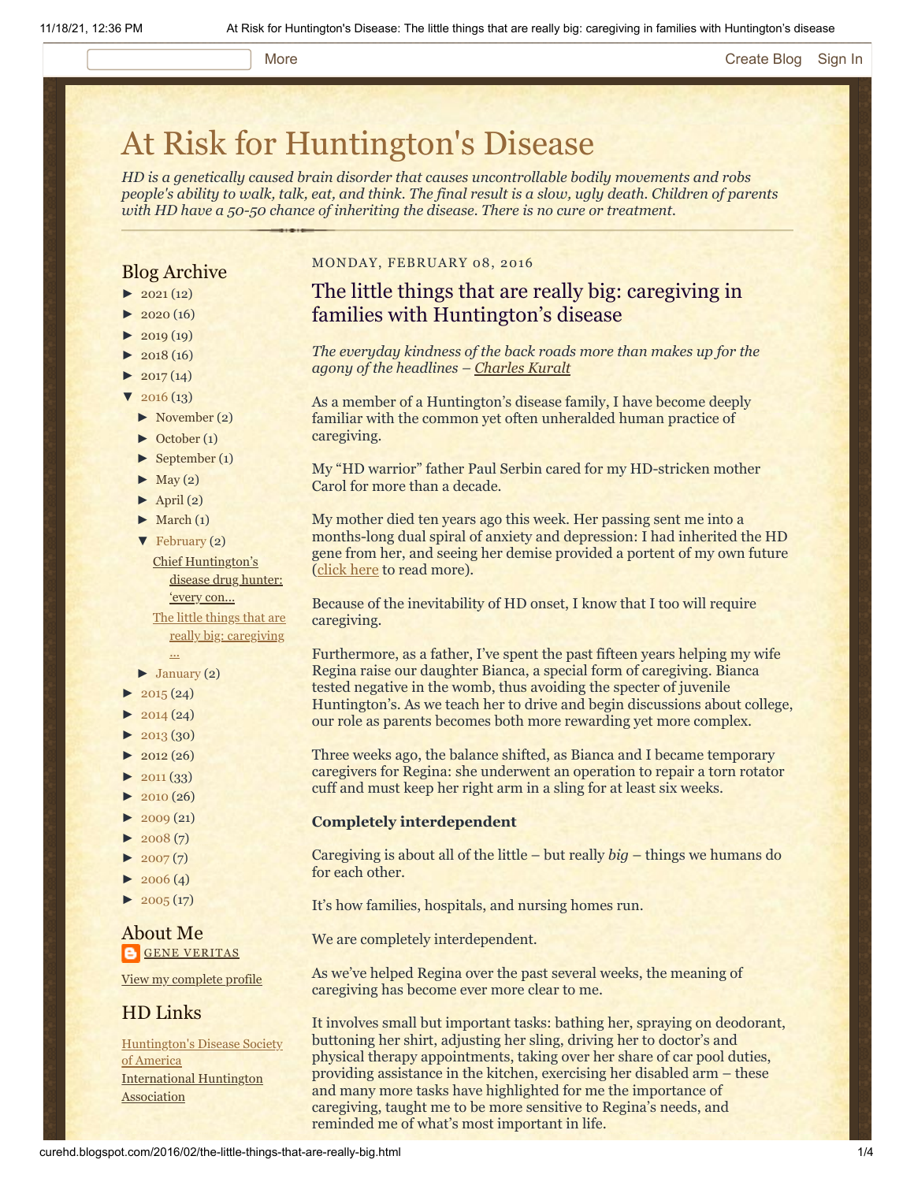# At Risk for Huntington's Disease

*HD is a genetically caused brain disorder that causes uncontrollable bodily movements and robs people's ability to walk, talk, eat, and think. The final result is a slow, ugly death. Children of parents with HD have a 50-50 chance of inheriting the disease. There is no cure or treatment.*

## Blog Archive

- ► 2021 (12)
- ► 2020 (16)
- ► 2019 (19)
- ► 2018 (16)
- ► 2017 (14)
- ▼ 2016 (13)
  - ► November (2)
  - ► October (1)
  - ► September (1)
  - ► May (2)
  - ► April (2)
  - ► March (1)
  - ▼ February (2)
    - Chief Huntington's disease drug hunter: 'every con...
    - The little things that are really big: caregiving ...
  - ► January (2)
- ► 2015 (24)
- ► 2014 (24)
- ► 2013 (30)
- ► 2012 (26)
- ► 2011 (33)
- ► 2010 (26)
- ► 2009 (21)
- ► 2008 (7)
- ► 2007 (7)
- ► 2006 (4)
- ► 2005 (17)

## About Me

GENE VERITAS

View my complete profile

## HD Links

Huntington's Disease Society of America
International Huntington Association

MONDAY, FEBRUARY 08, 2016

## The little things that are really big: caregiving in families with Huntington's disease

*The everyday kindness of the back roads more than makes up for the agony of the headlines – Charles Kuralt*

As a member of a Huntington's disease family, I have become deeply familiar with the common yet often unheralded human practice of caregiving.

My "HD warrior" father Paul Serbin cared for my HD-stricken mother Carol for more than a decade.

My mother died ten years ago this week. Her passing sent me into a months-long dual spiral of anxiety and depression: I had inherited the HD gene from her, and seeing her demise provided a portent of my own future (click here to read more).

Because of the inevitability of HD onset, I know that I too will require caregiving.

Furthermore, as a father, I've spent the past fifteen years helping my wife Regina raise our daughter Bianca, a special form of caregiving. Bianca tested negative in the womb, thus avoiding the specter of juvenile Huntington's. As we teach her to drive and begin discussions about college, our role as parents becomes both more rewarding yet more complex.

Three weeks ago, the balance shifted, as Bianca and I became temporary caregivers for Regina: she underwent an operation to repair a torn rotator cuff and must keep her right arm in a sling for at least six weeks.

**Completely interdependent**

Caregiving is about all of the little – but really *big* – things we humans do for each other.

It's how families, hospitals, and nursing homes run.

We are completely interdependent.

As we've helped Regina over the past several weeks, the meaning of caregiving has become ever more clear to me.

It involves small but important tasks: bathing her, spraying on deodorant, buttoning her shirt, adjusting her sling, driving her to doctor's and physical therapy appointments, taking over her share of car pool duties, providing assistance in the kitchen, exercising her disabled arm – these and many more tasks have highlighted for me the importance of caregiving, taught me to be more sensitive to Regina's needs, and reminded me of what's most important in life.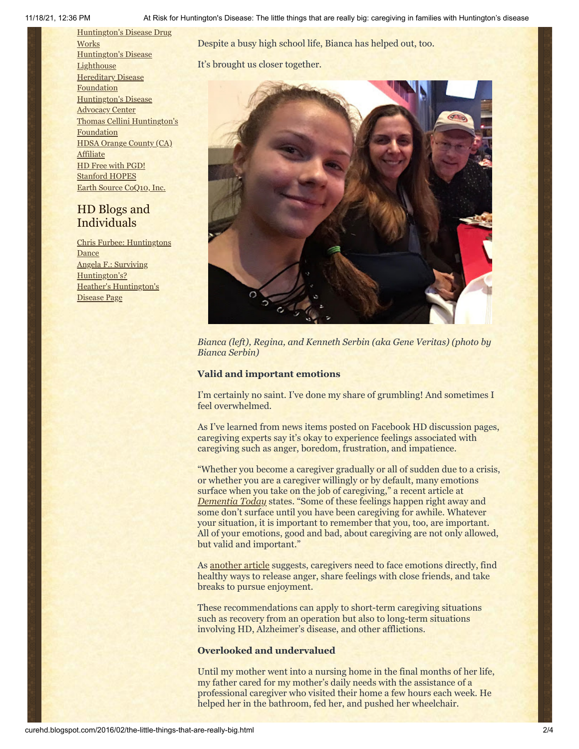Huntington's Disease Drug Works
Huntington's Disease Lighthouse
Hereditary Disease Foundation
Huntington's Disease Advocacy Center
Thomas Cellini Huntington's Foundation
HDSA Orange County (CA) Affiliate
HD Free with PGD!
Stanford HOPES
Earth Source CoQ10, Inc.

## HD Blogs and Individuals

Chris Furbee: Huntingtons Dance
Angela F.: Surviving Huntington's?
Heather's Huntington's Disease Page

Despite a busy high school life, Bianca has helped out, too.

It's brought us closer together.

*Bianca (left), Regina, and Kenneth Serbin (aka Gene Veritas) (photo by Bianca Serbin)*

**Valid and important emotions**

I'm certainly no saint. I've done my share of grumbling! And sometimes I feel overwhelmed.

As I've learned from news items posted on Facebook HD discussion pages, caregiving experts say it's okay to experience feelings associated with caregiving such as anger, boredom, frustration, and impatience.

"Whether you become a caregiver gradually or all of sudden due to a crisis, or whether you are a caregiver willingly or by default, many emotions surface when you take on the job of caregiving," a recent article at *Dementia Today* states. "Some of these feelings happen right away and some don't surface until you have been caregiving for awhile. Whatever your situation, it is important to remember that you, too, are important. All of your emotions, good and bad, about caregiving are not only allowed, but valid and important."

As another article suggests, caregivers need to face emotions directly, find healthy ways to release anger, share feelings with close friends, and take breaks to pursue enjoyment.

These recommendations can apply to short-term caregiving situations such as recovery from an operation but also to long-term situations involving HD, Alzheimer's disease, and other afflictions.

**Overlooked and undervalued**

Until my mother went into a nursing home in the final months of her life, my father cared for my mother's daily needs with the assistance of a professional caregiver who visited their home a few hours each week. He helped her in the bathroom, fed her, and pushed her wheelchair.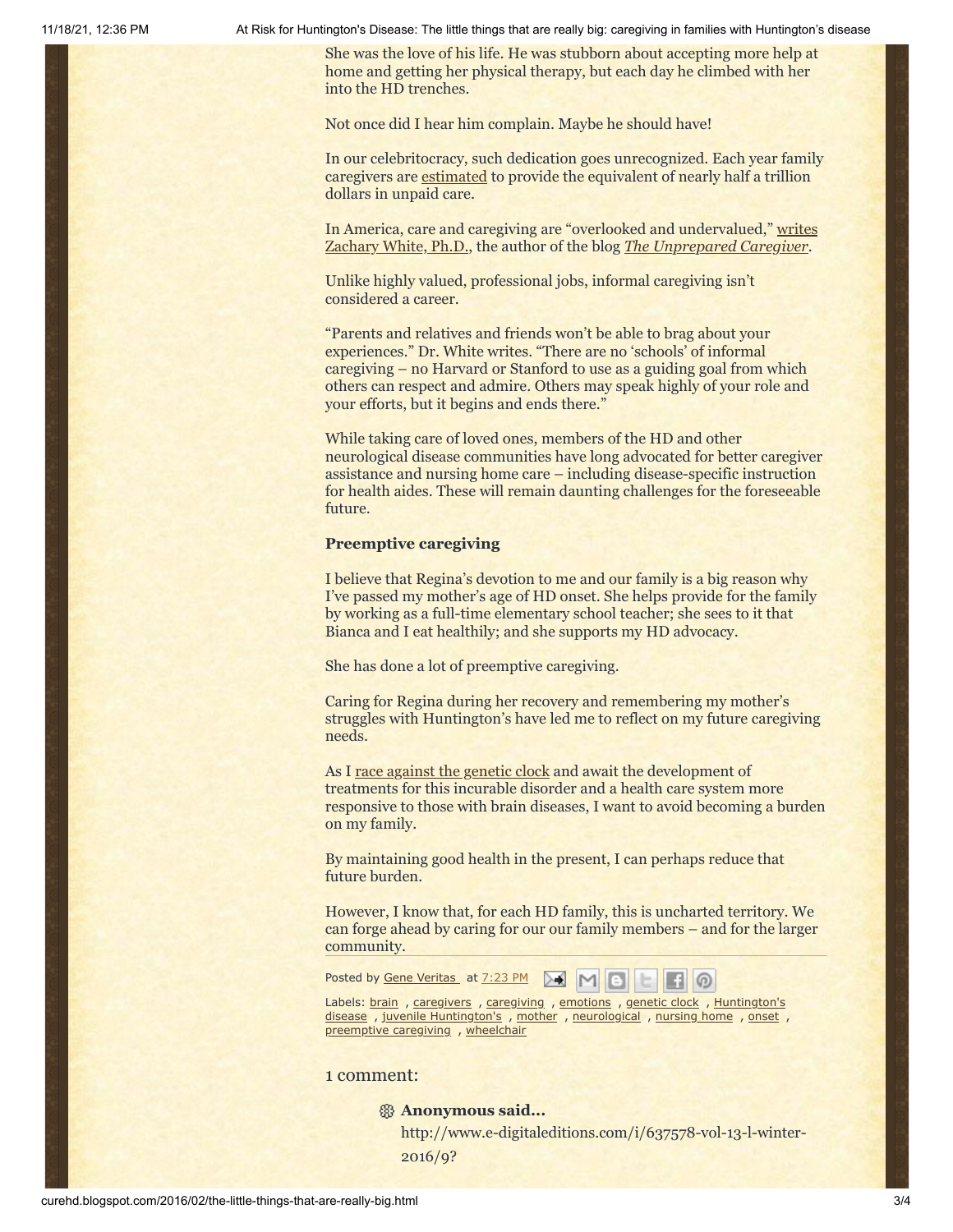She was the love of his life. He was stubborn about accepting more help at home and getting her physical therapy, but each day he climbed with her into the HD trenches.

Not once did I hear him complain. Maybe he should have!

In our celebritocracy, such dedication goes unrecognized. Each year family caregivers are estimated to provide the equivalent of nearly half a trillion dollars in unpaid care.

In America, care and caregiving are "overlooked and undervalued," writes Zachary White, Ph.D., the author of the blog *The Unprepared Caregiver*.

Unlike highly valued, professional jobs, informal caregiving isn't considered a career.

"Parents and relatives and friends won't be able to brag about your experiences." Dr. White writes. "There are no 'schools' of informal caregiving – no Harvard or Stanford to use as a guiding goal from which others can respect and admire. Others may speak highly of your role and your efforts, but it begins and ends there."

While taking care of loved ones, members of the HD and other neurological disease communities have long advocated for better caregiver assistance and nursing home care – including disease-specific instruction for health aides. These will remain daunting challenges for the foreseeable future.

**Preemptive caregiving**

I believe that Regina's devotion to me and our family is a big reason why I've passed my mother's age of HD onset. She helps provide for the family by working as a full-time elementary school teacher; she sees to it that Bianca and I eat healthily; and she supports my HD advocacy.

She has done a lot of preemptive caregiving.

Caring for Regina during her recovery and remembering my mother's struggles with Huntington's have led me to reflect on my future caregiving needs.

As I race against the genetic clock and await the development of treatments for this incurable disorder and a health care system more responsive to those with brain diseases, I want to avoid becoming a burden on my family.

By maintaining good health in the present, I can perhaps reduce that future burden.

However, I know that, for each HD family, this is uncharted territory. We can forge ahead by caring for our our family members – and for the larger community.

Posted by Gene Veritas at 7:23 PM

Labels: brain , caregivers , caregiving , emotions , genetic clock , Huntington's disease , juvenile Huntington's , mother , neurological , nursing home , onset , preemptive caregiving , wheelchair

1 comment:

**Anonymous said...**

http://www.e-digitaleditions.com/i/637578-vol-13-l-winter-2016/9?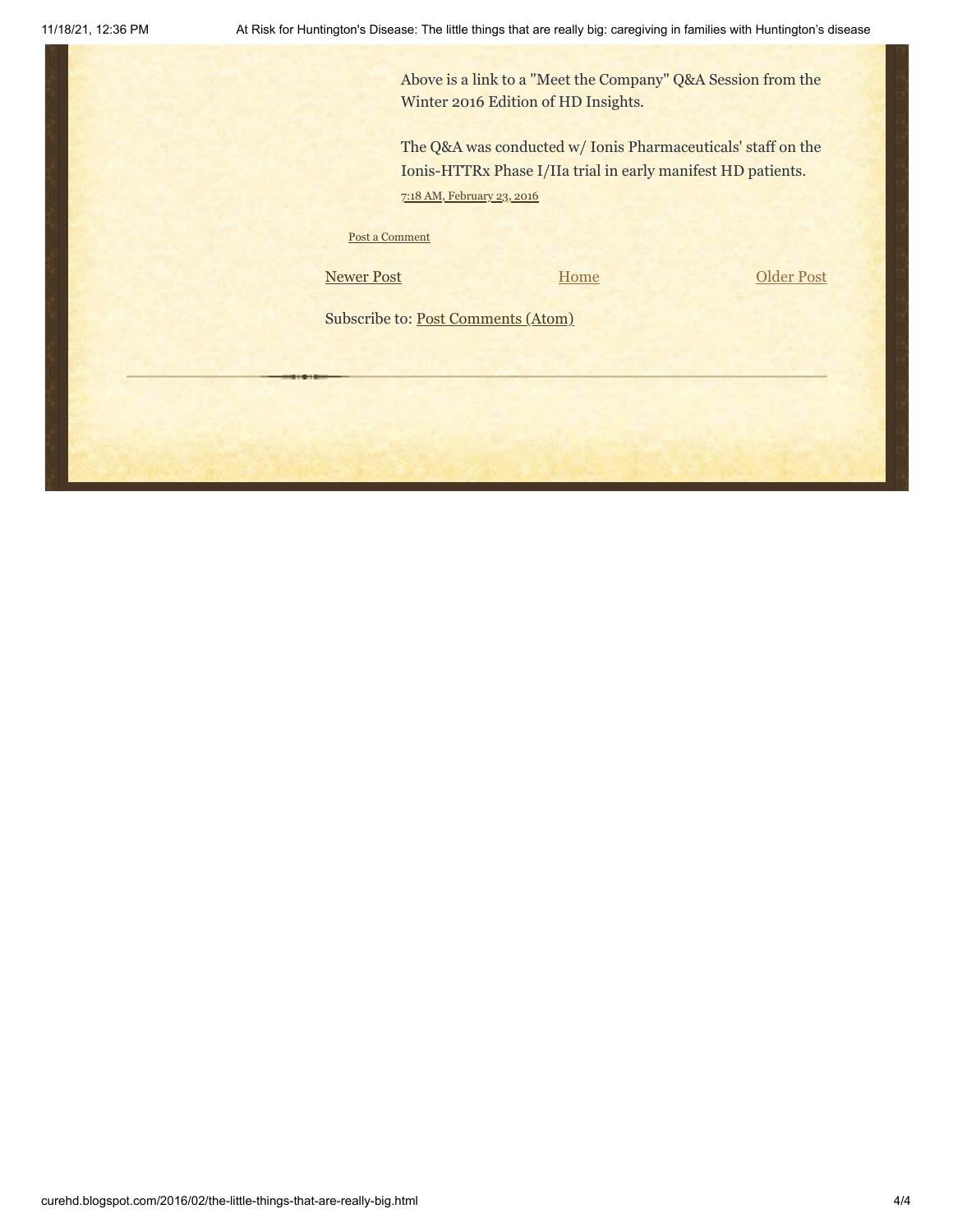Above is a link to a "Meet the Company" Q&A Session from the Winter 2016 Edition of HD Insights.

The Q&A was conducted w/ Ionis Pharmaceuticals' staff on the Ionis-HTTRx Phase I/IIa trial in early manifest HD patients.

7:18 AM, February 23, 2016

Post a Comment

Newer Post | Home | Older Post

Subscribe to: Post Comments (Atom)